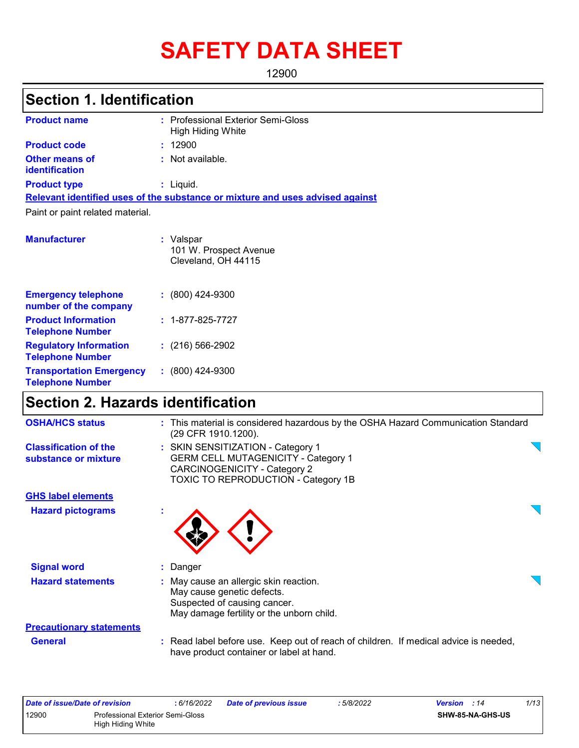# SAFETY DATA SHEET

12900

## Section 1. Identification

**Product name** : Professional Exterior Semi-Gloss High Hiding White

**Product code** : 12900

**Other means of identification** : Not available.

**Product type** : Liquid.

**Relevant identified uses of the substance or mixture and uses advised against**

Paint or paint related material.

**Manufacturer** : Valspar
101 W. Prospect Avenue
Cleveland, OH 44115

**Emergency telephone number of the company** : (800) 424-9300

**Product Information Telephone Number** : 1-877-825-7727

**Regulatory Information Telephone Number** : (216) 566-2902

**Transportation Emergency Telephone Number** : (800) 424-9300

## Section 2. Hazards identification

**OSHA/HCS status** : This material is considered hazardous by the OSHA Hazard Communication Standard (29 CFR 1910.1200).

**Classification of the substance or mixture** : SKIN SENSITIZATION - Category 1
GERM CELL MUTAGENICITY - Category 1
CARCINOGENICITY - Category 2
TOXIC TO REPRODUCTION - Category 1B

**GHS label elements**

**Hazard pictograms** :

**Signal word** : Danger

**Hazard statements** : May cause an allergic skin reaction.
May cause genetic defects.
Suspected of causing cancer.
May damage fertility or the unborn child.

**Precautionary statements**

**General** : Read label before use. Keep out of reach of children. If medical advice is needed, have product container or label at hand.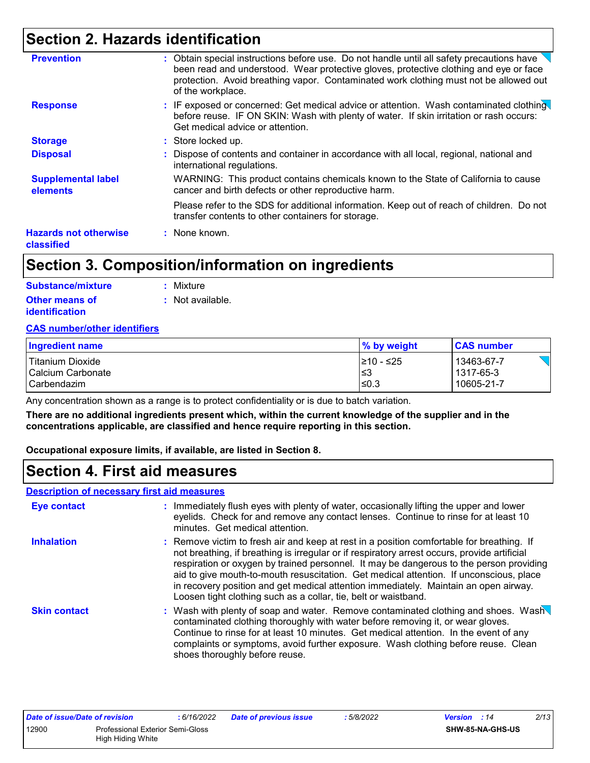## Section 2. Hazards identification

**Prevention** : Obtain special instructions before use. Do not handle until all safety precautions have been read and understood. Wear protective gloves, protective clothing and eye or face protection. Avoid breathing vapor. Contaminated work clothing must not be allowed out of the workplace.

**Response** : IF exposed or concerned: Get medical advice or attention. Wash contaminated clothing before reuse. IF ON SKIN: Wash with plenty of water. If skin irritation or rash occurs: Get medical advice or attention.

**Storage** : Store locked up.

**Disposal** : Dispose of contents and container in accordance with all local, regional, national and international regulations.

**Supplemental label elements** WARNING: This product contains chemicals known to the State of California to cause cancer and birth defects or other reproductive harm.

Please refer to the SDS for additional information. Keep out of reach of children. Do not transfer contents to other containers for storage.

**Hazards not otherwise classified** : None known.

## Section 3. Composition/information on ingredients

**Substance/mixture** : Mixture

**Other means of identification** : Not available.

**CAS number/other identifiers**

| Ingredient name | % by weight | CAS number |
|---|---|---|
| Titanium Dioxide | ≥10 - ≤25 | 13463-67-7 |
| Calcium Carbonate | ≤3 | 1317-65-3 |
| Carbendazim | ≤0.3 | 10605-21-7 |

Any concentration shown as a range is to protect confidentiality or is due to batch variation.

**There are no additional ingredients present which, within the current knowledge of the supplier and in the concentrations applicable, are classified and hence require reporting in this section.**

**Occupational exposure limits, if available, are listed in Section 8.**

## Section 4. First aid measures

**Description of necessary first aid measures**

**Eye contact** : Immediately flush eyes with plenty of water, occasionally lifting the upper and lower eyelids. Check for and remove any contact lenses. Continue to rinse for at least 10 minutes. Get medical attention.

**Inhalation** : Remove victim to fresh air and keep at rest in a position comfortable for breathing. If not breathing, if breathing is irregular or if respiratory arrest occurs, provide artificial respiration or oxygen by trained personnel. It may be dangerous to the person providing aid to give mouth-to-mouth resuscitation. Get medical attention. If unconscious, place in recovery position and get medical attention immediately. Maintain an open airway. Loosen tight clothing such as a collar, tie, belt or waistband.

**Skin contact** : Wash with plenty of soap and water. Remove contaminated clothing and shoes. Wash contaminated clothing thoroughly with water before removing it, or wear gloves. Continue to rinse for at least 10 minutes. Get medical attention. In the event of any complaints or symptoms, avoid further exposure. Wash clothing before reuse. Clean shoes thoroughly before reuse.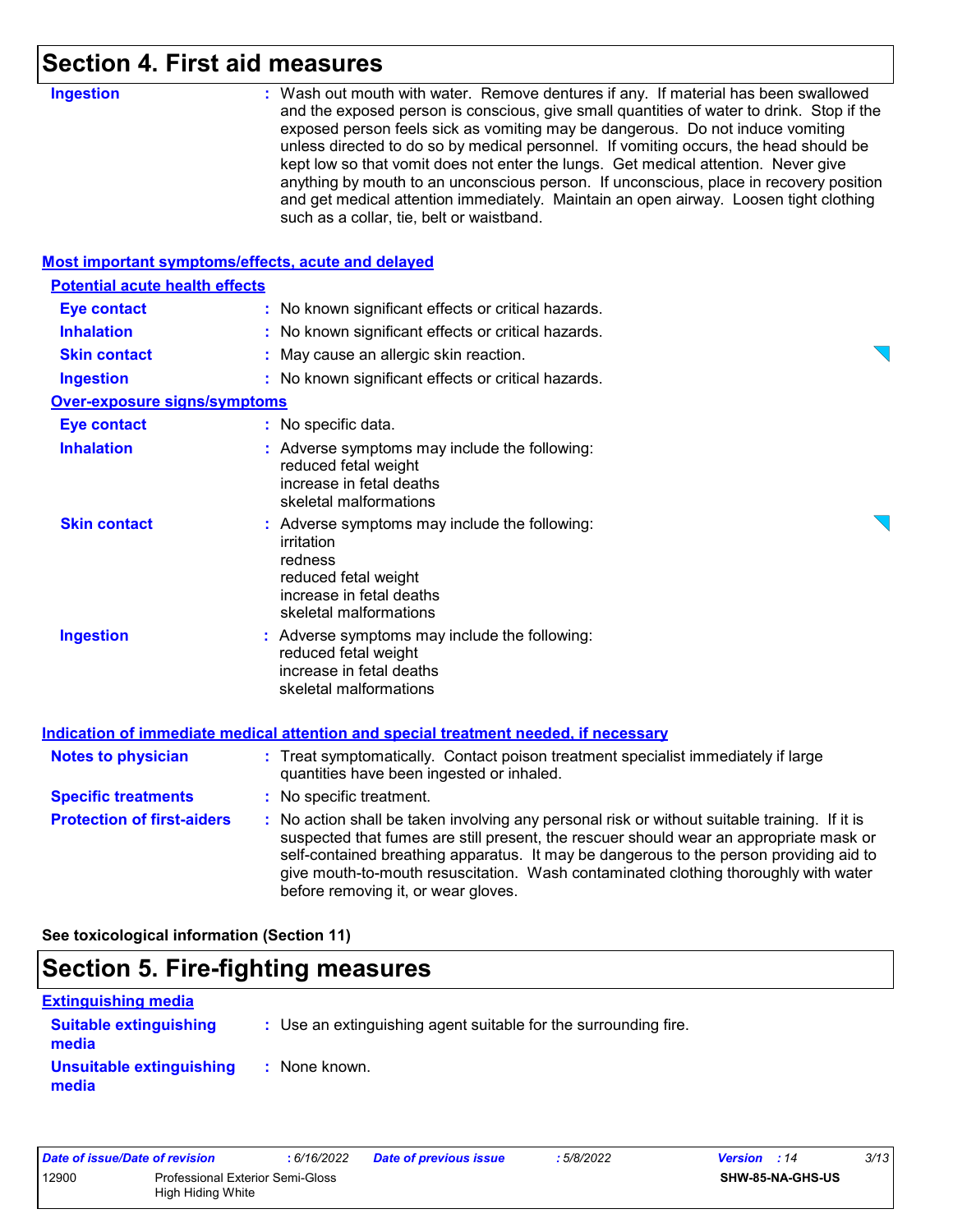## Section 4. First aid measures

| | |
|---|---|
| **Ingestion** | : Wash out mouth with water. Remove dentures if any. If material has been swallowed and the exposed person is conscious, give small quantities of water to drink. Stop if the exposed person feels sick as vomiting may be dangerous. Do not induce vomiting unless directed to do so by medical personnel. If vomiting occurs, the head should be kept low so that vomit does not enter the lungs. Get medical attention. Never give anything by mouth to an unconscious person. If unconscious, place in recovery position and get medical attention immediately. Maintain an open airway. Loosen tight clothing such as a collar, tie, belt or waistband. |

### Most important symptoms/effects, acute and delayed

#### Potential acute health effects

| | |
|---|---|
| **Eye contact** | : No known significant effects or critical hazards. |
| **Inhalation** | : No known significant effects or critical hazards. |
| **Skin contact** | : May cause an allergic skin reaction. |
| **Ingestion** | : No known significant effects or critical hazards. |

#### Over-exposure signs/symptoms

| | |
|---|---|
| **Eye contact** | : No specific data. |
| **Inhalation** | : Adverse symptoms may include the following:<br>reduced fetal weight<br>increase in fetal deaths<br>skeletal malformations |
| **Skin contact** | : Adverse symptoms may include the following:<br>irritation<br>redness<br>reduced fetal weight<br>increase in fetal deaths<br>skeletal malformations |
| **Ingestion** | : Adverse symptoms may include the following:<br>reduced fetal weight<br>increase in fetal deaths<br>skeletal malformations |

### Indication of immediate medical attention and special treatment needed, if necessary

| | |
|---|---|
| **Notes to physician** | : Treat symptomatically. Contact poison treatment specialist immediately if large quantities have been ingested or inhaled. |
| **Specific treatments** | : No specific treatment. |
| **Protection of first-aiders** | : No action shall be taken involving any personal risk or without suitable training. If it is suspected that fumes are still present, the rescuer should wear an appropriate mask or self-contained breathing apparatus. It may be dangerous to the person providing aid to give mouth-to-mouth resuscitation. Wash contaminated clothing thoroughly with water before removing it, or wear gloves. |

**See toxicological information (Section 11)**

## Section 5. Fire-fighting measures

### Extinguishing media

| | |
|---|---|
| **Suitable extinguishing media** | : Use an extinguishing agent suitable for the surrounding fire. |
| **Unsuitable extinguishing media** | : None known. |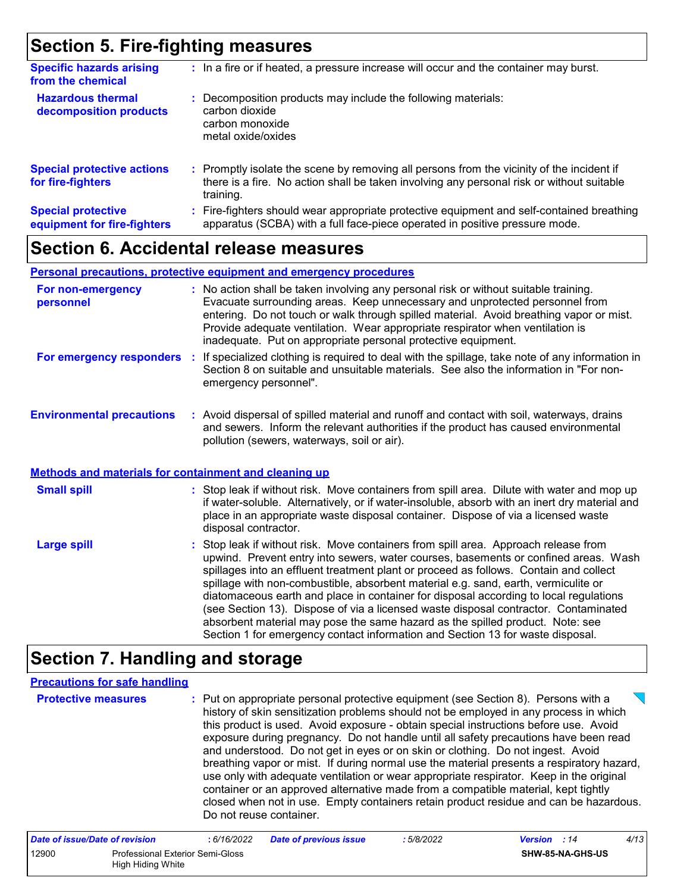## Section 5. Fire-fighting measures

**Specific hazards arising from the chemical** : In a fire or if heated, a pressure increase will occur and the container may burst.

**Hazardous thermal decomposition products** : Decomposition products may include the following materials:
carbon dioxide
carbon monoxide
metal oxide/oxides

**Special protective actions for fire-fighters** : Promptly isolate the scene by removing all persons from the vicinity of the incident if there is a fire. No action shall be taken involving any personal risk or without suitable training.

**Special protective equipment for fire-fighters** : Fire-fighters should wear appropriate protective equipment and self-contained breathing apparatus (SCBA) with a full face-piece operated in positive pressure mode.

## Section 6. Accidental release measures

### Personal precautions, protective equipment and emergency procedures

**For non-emergency personnel** : No action shall be taken involving any personal risk or without suitable training. Evacuate surrounding areas. Keep unnecessary and unprotected personnel from entering. Do not touch or walk through spilled material. Avoid breathing vapor or mist. Provide adequate ventilation. Wear appropriate respirator when ventilation is inadequate. Put on appropriate personal protective equipment.

**For emergency responders** : If specialized clothing is required to deal with the spillage, take note of any information in Section 8 on suitable and unsuitable materials. See also the information in "For non-emergency personnel".

**Environmental precautions** : Avoid dispersal of spilled material and runoff and contact with soil, waterways, drains and sewers. Inform the relevant authorities if the product has caused environmental pollution (sewers, waterways, soil or air).

### Methods and materials for containment and cleaning up

**Small spill** : Stop leak if without risk. Move containers from spill area. Dilute with water and mop up if water-soluble. Alternatively, or if water-insoluble, absorb with an inert dry material and place in an appropriate waste disposal container. Dispose of via a licensed waste disposal contractor.

**Large spill** : Stop leak if without risk. Move containers from spill area. Approach release from upwind. Prevent entry into sewers, water courses, basements or confined areas. Wash spillages into an effluent treatment plant or proceed as follows. Contain and collect spillage with non-combustible, absorbent material e.g. sand, earth, vermiculite or diatomaceous earth and place in container for disposal according to local regulations (see Section 13). Dispose of via a licensed waste disposal contractor. Contaminated absorbent material may pose the same hazard as the spilled product. Note: see Section 1 for emergency contact information and Section 13 for waste disposal.

## Section 7. Handling and storage

### Precautions for safe handling

**Protective measures** : Put on appropriate personal protective equipment (see Section 8). Persons with a history of skin sensitization problems should not be employed in any process in which this product is used. Avoid exposure - obtain special instructions before use. Avoid exposure during pregnancy. Do not handle until all safety precautions have been read and understood. Do not get in eyes or on skin or clothing. Do not ingest. Avoid breathing vapor or mist. If during normal use the material presents a respiratory hazard, use only with adequate ventilation or wear appropriate respirator. Keep in the original container or an approved alternative made from a compatible material, kept tightly closed when not in use. Empty containers retain product residue and can be hazardous. Do not reuse container.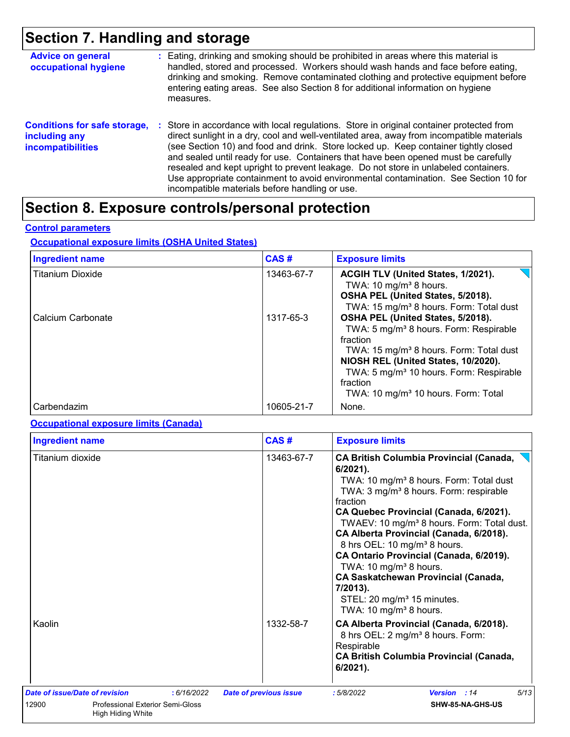# Section 7. Handling and storage

**Advice on general occupational hygiene** : Eating, drinking and smoking should be prohibited in areas where this material is handled, stored and processed. Workers should wash hands and face before eating, drinking and smoking. Remove contaminated clothing and protective equipment before entering eating areas. See also Section 8 for additional information on hygiene measures.

**Conditions for safe storage, including any incompatibilities** : Store in accordance with local regulations. Store in original container protected from direct sunlight in a dry, cool and well-ventilated area, away from incompatible materials (see Section 10) and food and drink. Store locked up. Keep container tightly closed and sealed until ready for use. Containers that have been opened must be carefully resealed and kept upright to prevent leakage. Do not store in unlabeled containers. Use appropriate containment to avoid environmental contamination. See Section 10 for incompatible materials before handling or use.

# Section 8. Exposure controls/personal protection

**Control parameters**

**Occupational exposure limits (OSHA United States)**

| Ingredient name | CAS # | Exposure limits |
|---|---|---|
| Titanium Dioxide | 13463-67-7 | **ACGIH TLV (United States, 1/2021).**<br>TWA: 10 mg/m³ 8 hours.<br>**OSHA PEL (United States, 5/2018).**<br>TWA: 15 mg/m³ 8 hours. Form: Total dust |
| Calcium Carbonate | 1317-65-3 | **OSHA PEL (United States, 5/2018).**<br>TWA: 5 mg/m³ 8 hours. Form: Respirable fraction<br>TWA: 15 mg/m³ 8 hours. Form: Total dust<br>**NIOSH REL (United States, 10/2020).**<br>TWA: 5 mg/m³ 10 hours. Form: Respirable fraction<br>TWA: 10 mg/m³ 10 hours. Form: Total |
| Carbendazim | 10605-21-7 | None. |

**Occupational exposure limits (Canada)**

| Ingredient name | CAS # | Exposure limits |
|---|---|---|
| Titanium dioxide | 13463-67-7 | **CA British Columbia Provincial (Canada, 6/2021).**<br>TWA: 10 mg/m³ 8 hours. Form: Total dust<br>TWA: 3 mg/m³ 8 hours. Form: respirable fraction<br>**CA Quebec Provincial (Canada, 6/2021).**<br>TWAEV: 10 mg/m³ 8 hours. Form: Total dust.<br>**CA Alberta Provincial (Canada, 6/2018).**<br>8 hrs OEL: 10 mg/m³ 8 hours.<br>**CA Ontario Provincial (Canada, 6/2019).**<br>TWA: 10 mg/m³ 8 hours.<br>**CA Saskatchewan Provincial (Canada, 7/2013).**<br>STEL: 20 mg/m³ 15 minutes.<br>TWA: 10 mg/m³ 8 hours. |
| Kaolin | 1332-58-7 | **CA Alberta Provincial (Canada, 6/2018).**<br>8 hrs OEL: 2 mg/m³ 8 hours. Form: Respirable<br>**CA British Columbia Provincial (Canada, 6/2021).** |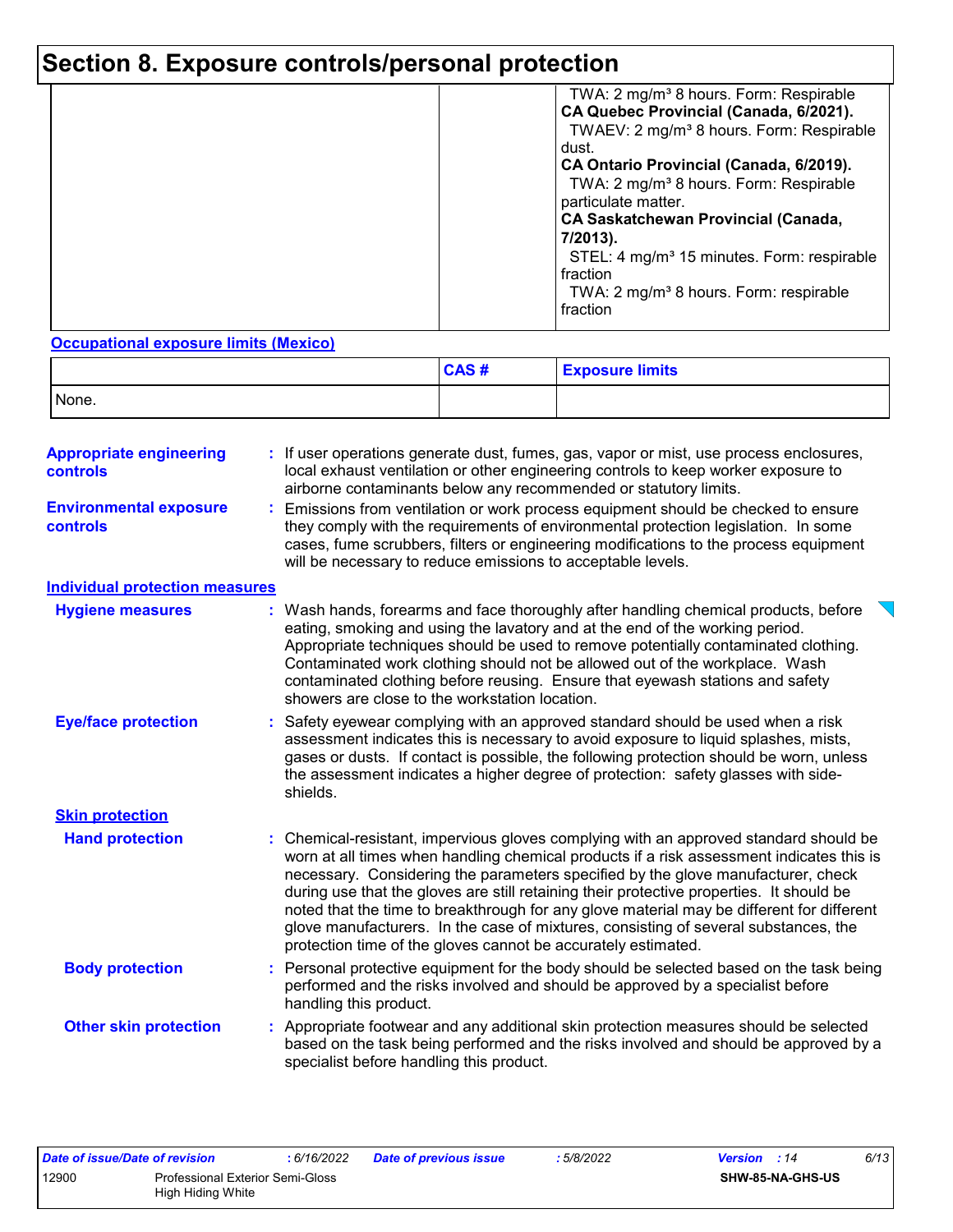# Section 8. Exposure controls/personal protection

| | | |
|---|---|---|
| | | TWA: 2 mg/m³ 8 hours. Form: Respirable<br>**CA Quebec Provincial (Canada, 6/2021).**<br>TWAEV: 2 mg/m³ 8 hours. Form: Respirable dust.<br>**CA Ontario Provincial (Canada, 6/2019).**<br>TWA: 2 mg/m³ 8 hours. Form: Respirable particulate matter.<br>**CA Saskatchewan Provincial (Canada, 7/2013).**<br>STEL: 4 mg/m³ 15 minutes. Form: respirable fraction<br>TWA: 2 mg/m³ 8 hours. Form: respirable fraction |

**Occupational exposure limits (Mexico)**

| | CAS # | Exposure limits |
|---|---|---|
| None. | | |

**Appropriate engineering controls** : If user operations generate dust, fumes, gas, vapor or mist, use process enclosures, local exhaust ventilation or other engineering controls to keep worker exposure to airborne contaminants below any recommended or statutory limits.

**Environmental exposure controls** : Emissions from ventilation or work process equipment should be checked to ensure they comply with the requirements of environmental protection legislation. In some cases, fume scrubbers, filters or engineering modifications to the process equipment will be necessary to reduce emissions to acceptable levels.

## Individual protection measures

**Hygiene measures** : Wash hands, forearms and face thoroughly after handling chemical products, before eating, smoking and using the lavatory and at the end of the working period. Appropriate techniques should be used to remove potentially contaminated clothing. Contaminated work clothing should not be allowed out of the workplace. Wash contaminated clothing before reusing. Ensure that eyewash stations and safety showers are close to the workstation location.

**Eye/face protection** : Safety eyewear complying with an approved standard should be used when a risk assessment indicates this is necessary to avoid exposure to liquid splashes, mists, gases or dusts. If contact is possible, the following protection should be worn, unless the assessment indicates a higher degree of protection: safety glasses with side-shields.

### Skin protection

**Hand protection** : Chemical-resistant, impervious gloves complying with an approved standard should be worn at all times when handling chemical products if a risk assessment indicates this is necessary. Considering the parameters specified by the glove manufacturer, check during use that the gloves are still retaining their protective properties. It should be noted that the time to breakthrough for any glove material may be different for different glove manufacturers. In the case of mixtures, consisting of several substances, the protection time of the gloves cannot be accurately estimated.

**Body protection** : Personal protective equipment for the body should be selected based on the task being performed and the risks involved and should be approved by a specialist before handling this product.

**Other skin protection** : Appropriate footwear and any additional skin protection measures should be selected based on the task being performed and the risks involved and should be approved by a specialist before handling this product.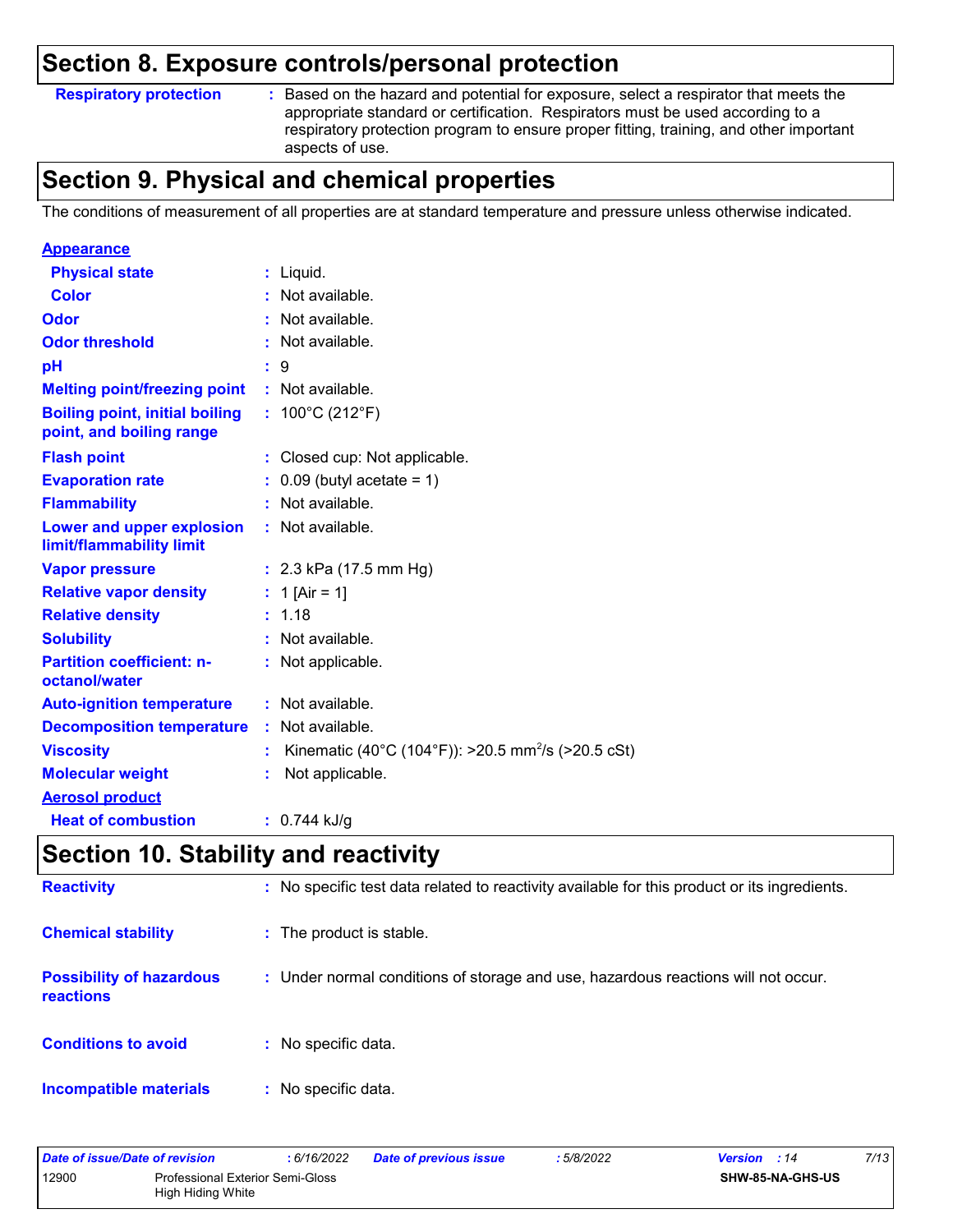## Section 8. Exposure controls/personal protection

| | |
|---|---|
| **Respiratory protection** | : Based on the hazard and potential for exposure, select a respirator that meets the appropriate standard or certification. Respirators must be used according to a respiratory protection program to ensure proper fitting, training, and other important aspects of use. |

## Section 9. Physical and chemical properties

The conditions of measurement of all properties are at standard temperature and pressure unless otherwise indicated.

| | |
|---|---|
| **Appearance** | |
| **Physical state** | : Liquid. |
| **Color** | : Not available. |
| **Odor** | : Not available. |
| **Odor threshold** | : Not available. |
| **pH** | : 9 |
| **Melting point/freezing point** | : Not available. |
| **Boiling point, initial boiling point, and boiling range** | : 100°C (212°F) |
| **Flash point** | : Closed cup: Not applicable. |
| **Evaporation rate** | : 0.09 (butyl acetate = 1) |
| **Flammability** | : Not available. |
| **Lower and upper explosion limit/flammability limit** | : Not available. |
| **Vapor pressure** | : 2.3 kPa (17.5 mm Hg) |
| **Relative vapor density** | : 1 [Air = 1] |
| **Relative density** | : 1.18 |
| **Solubility** | : Not available. |
| **Partition coefficient: n-octanol/water** | : Not applicable. |
| **Auto-ignition temperature** | : Not available. |
| **Decomposition temperature** | : Not available. |
| **Viscosity** | : Kinematic (40°C (104°F)): >20.5 $mm^2/s$ (>20.5 cSt) |
| **Molecular weight** | : Not applicable. |
| **Aerosol product** | |
| **Heat of combustion** | : 0.744 kJ/g |

## Section 10. Stability and reactivity

| | |
|---|---|
| **Reactivity** | : No specific test data related to reactivity available for this product or its ingredients. |
| **Chemical stability** | : The product is stable. |
| **Possibility of hazardous reactions** | : Under normal conditions of storage and use, hazardous reactions will not occur. |
| **Conditions to avoid** | : No specific data. |
| **Incompatible materials** | : No specific data. |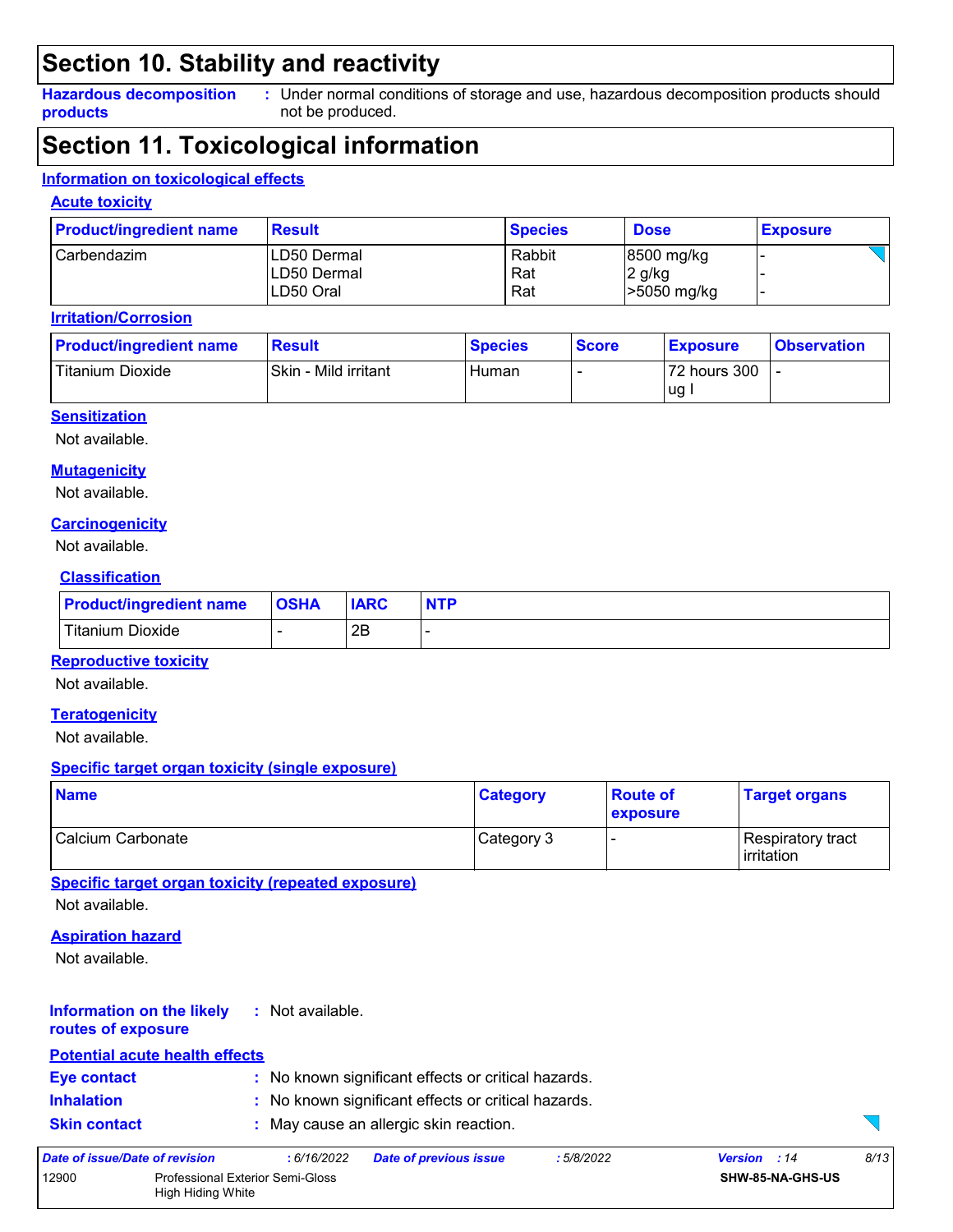## Section 10. Stability and reactivity

**Hazardous decomposition products** : Under normal conditions of storage and use, hazardous decomposition products should not be produced.

## Section 11. Toxicological information

### Information on toxicological effects

#### Acute toxicity

| Product/ingredient name | Result | Species | Dose | Exposure |
|---|---|---|---|---|
| Carbendazim | LD50 Dermal<br>LD50 Dermal<br>LD50 Oral | Rabbit<br>Rat<br>Rat | 8500 mg/kg<br>2 g/kg<br>>5050 mg/kg | -<br>-<br>- |

#### Irritation/Corrosion

| Product/ingredient name | Result | Species | Score | Exposure | Observation |
|---|---|---|---|---|---|
| Titanium Dioxide | Skin - Mild irritant | Human | - | 72 hours 300 ug I | - |

#### Sensitization

Not available.

#### Mutagenicity

Not available.

#### Carcinogenicity

Not available.

#### Classification

| Product/ingredient name | OSHA | IARC | NTP |
|---|---|---|---|
| Titanium Dioxide | - | 2B | - |

#### Reproductive toxicity

Not available.

#### Teratogenicity

Not available.

#### Specific target organ toxicity (single exposure)

| Name | Category | Route of exposure | Target organs |
|---|---|---|---|
| Calcium Carbonate | Category 3 | - | Respiratory tract irritation |

#### Specific target organ toxicity (repeated exposure)

Not available.

#### Aspiration hazard

Not available.

**Information on the likely routes of exposure** : Not available.

#### Potential acute health effects

**Eye contact** : No known significant effects or critical hazards.

**Inhalation** : No known significant effects or critical hazards.

**Skin contact** : May cause an allergic skin reaction.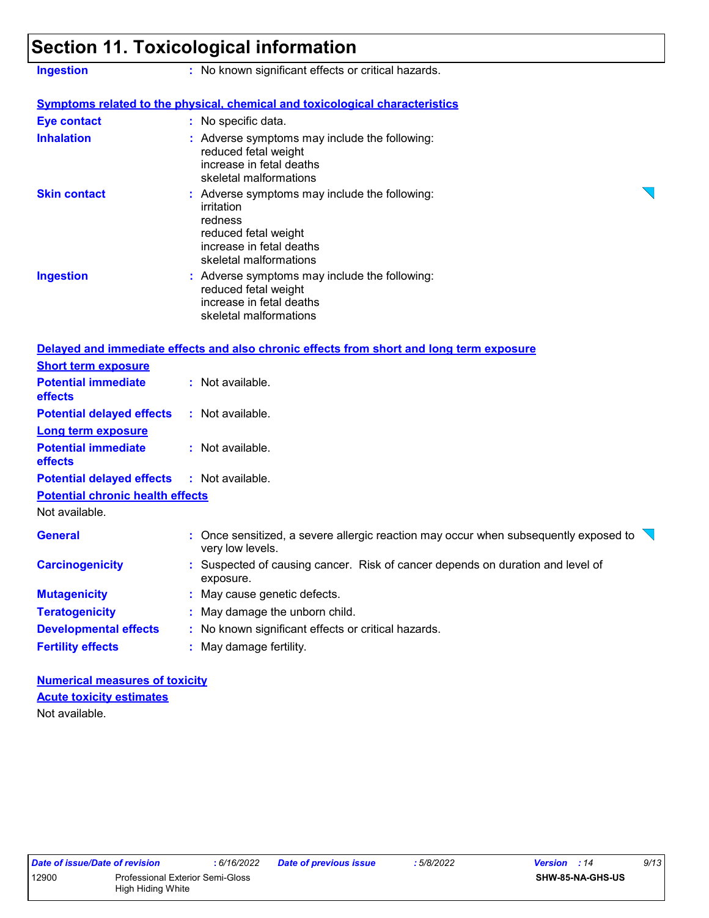# Section 11. Toxicological information

**Ingestion** : No known significant effects or critical hazards.

**Symptoms related to the physical, chemical and toxicological characteristics**

**Eye contact** : No specific data.

**Inhalation** : Adverse symptoms may include the following:
reduced fetal weight
increase in fetal deaths
skeletal malformations

**Skin contact** : Adverse symptoms may include the following:
irritation
redness
reduced fetal weight
increase in fetal deaths
skeletal malformations

**Ingestion** : Adverse symptoms may include the following:
reduced fetal weight
increase in fetal deaths
skeletal malformations

**Delayed and immediate effects and also chronic effects from short and long term exposure**

**Short term exposure**

**Potential immediate effects** : Not available.

**Potential delayed effects** : Not available.

**Long term exposure**

**Potential immediate effects** : Not available.

**Potential delayed effects** : Not available.

**Potential chronic health effects**

Not available.

**General** : Once sensitized, a severe allergic reaction may occur when subsequently exposed to very low levels.

**Carcinogenicity** : Suspected of causing cancer. Risk of cancer depends on duration and level of exposure.

**Mutagenicity** : May cause genetic defects.

**Teratogenicity** : May damage the unborn child.

**Developmental effects** : No known significant effects or critical hazards.

**Fertility effects** : May damage fertility.

**Numerical measures of toxicity**

**Acute toxicity estimates**

Not available.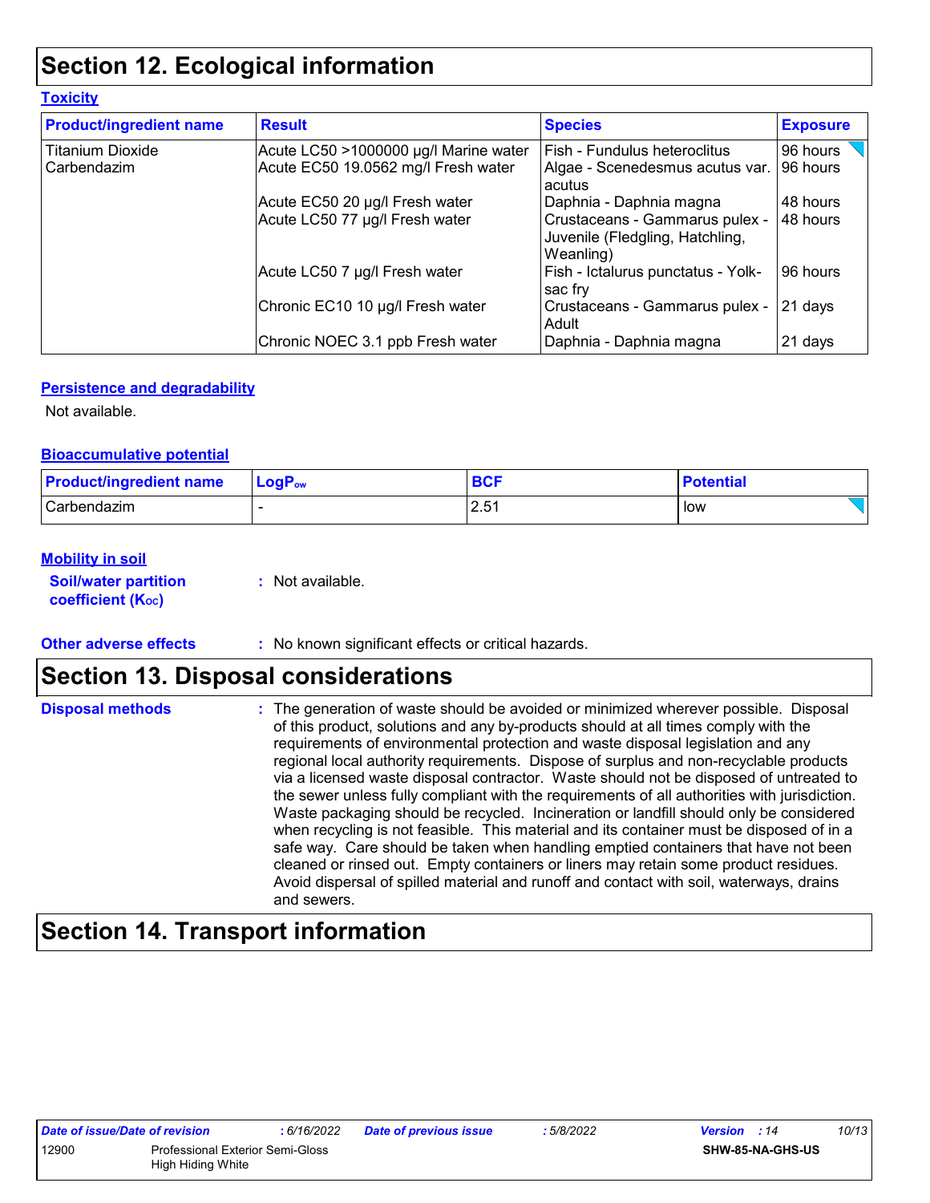## Section 12. Ecological information

**Toxicity**

| Product/ingredient name | Result | Species | Exposure |
| --- | --- | --- | --- |
| Titanium Dioxide | Acute LC50 >1000000 µg/l Marine water | Fish - Fundulus heteroclitus | 96 hours |
| Carbendazim | Acute EC50 19.0562 mg/l Fresh water | Algae - Scenedesmus acutus var. acutus | 96 hours |
| | Acute EC50 20 µg/l Fresh water | Daphnia - Daphnia magna | 48 hours |
| | Acute LC50 77 µg/l Fresh water | Crustaceans - Gammarus pulex - Juvenile (Fledgling, Hatchling, Weanling) | 48 hours |
| | Acute LC50 7 µg/l Fresh water | Fish - Ictalurus punctatus - Yolk-sac fry | 96 hours |
| | Chronic EC10 10 µg/l Fresh water | Crustaceans - Gammarus pulex - Adult | 21 days |
| | Chronic NOEC 3.1 ppb Fresh water | Daphnia - Daphnia magna | 21 days |

**Persistence and degradability**

Not available.

**Bioaccumulative potential**

| Product/ingredient name | $LogP_{ow}$ | BCF | Potential |
| --- | --- | --- | --- |
| Carbendazim | - | 2.51 | low |

**Mobility in soil**

**Soil/water partition coefficient ($K_{OC}$)** : Not available.

**Other adverse effects** : No known significant effects or critical hazards.

## Section 13. Disposal considerations

**Disposal methods** : The generation of waste should be avoided or minimized wherever possible. Disposal of this product, solutions and any by-products should at all times comply with the requirements of environmental protection and waste disposal legislation and any regional local authority requirements. Dispose of surplus and non-recyclable products via a licensed waste disposal contractor. Waste should not be disposed of untreated to the sewer unless fully compliant with the requirements of all authorities with jurisdiction. Waste packaging should be recycled. Incineration or landfill should only be considered when recycling is not feasible. This material and its container must be disposed of in a safe way. Care should be taken when handling emptied containers that have not been cleaned or rinsed out. Empty containers or liners may retain some product residues. Avoid dispersal of spilled material and runoff and contact with soil, waterways, drains and sewers.

## Section 14. Transport information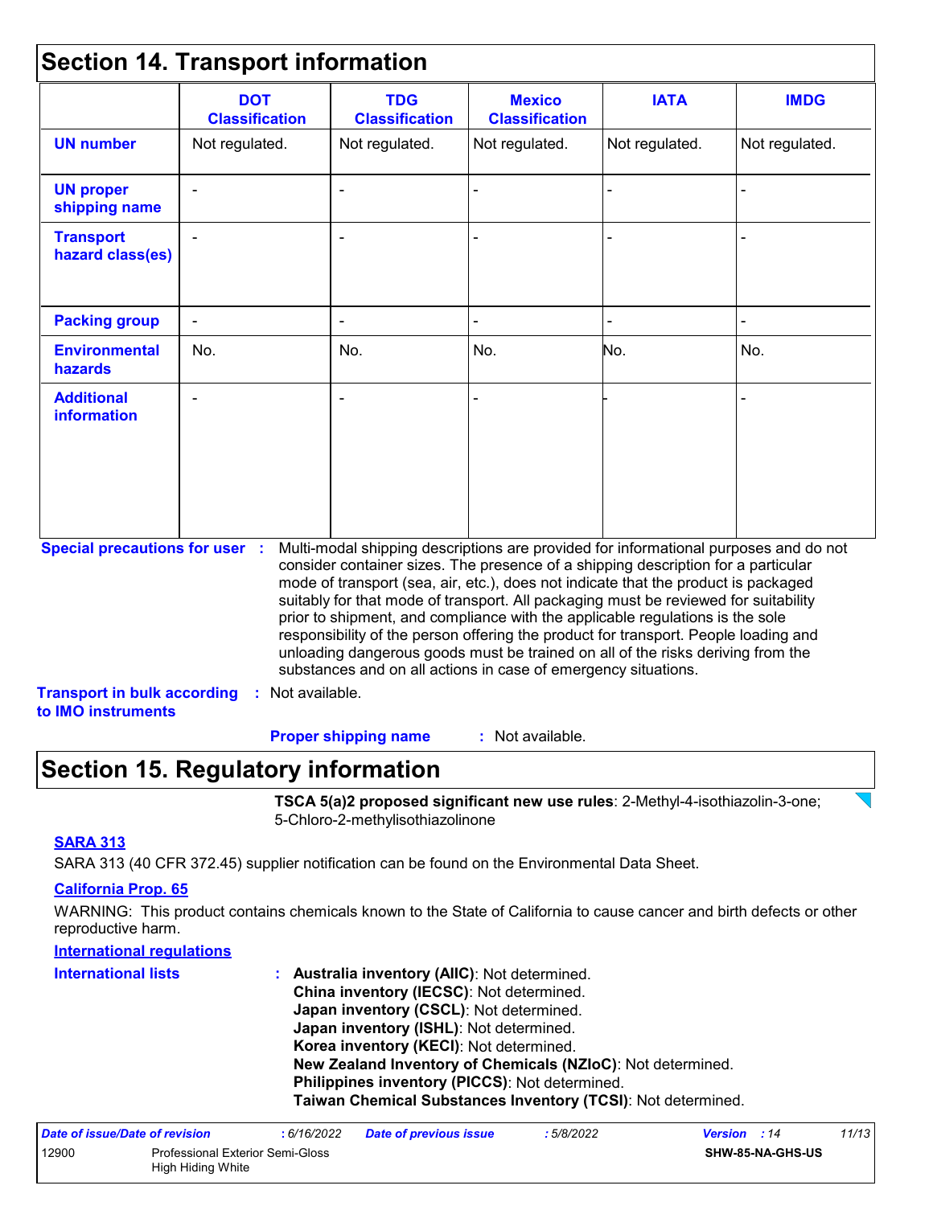## Section 14. Transport information

| | DOT Classification | TDG Classification | Mexico Classification | IATA | IMDG |
|---|---|---|---|---|---|
| **UN number** | Not regulated. | Not regulated. | Not regulated. | Not regulated. | Not regulated. |
| **UN proper shipping name** | - | - | - | - | - |
| **Transport hazard class(es)** | - | - | - | - | - |
| **Packing group** | - | - | - | - | - |
| **Environmental hazards** | No. | No. | No. | No. | No. |
| **Additional information** | - | - | - | - | - |

**Special precautions for user** : Multi-modal shipping descriptions are provided for informational purposes and do not consider container sizes. The presence of a shipping description for a particular mode of transport (sea, air, etc.), does not indicate that the product is packaged suitably for that mode of transport. All packaging must be reviewed for suitability prior to shipment, and compliance with the applicable regulations is the sole responsibility of the person offering the product for transport. People loading and unloading dangerous goods must be trained on all of the risks deriving from the substances and on all actions in case of emergency situations.

**Transport in bulk according to IMO instruments** : Not available.

**Proper shipping name** : Not available.

## Section 15. Regulatory information

**TSCA 5(a)2 proposed significant new use rules**: 2-Methyl-4-isothiazolin-3-one; 5-Chloro-2-methylisothiazolinone

**SARA 313**

SARA 313 (40 CFR 372.45) supplier notification can be found on the Environmental Data Sheet.

**California Prop. 65**

WARNING: This product contains chemicals known to the State of California to cause cancer and birth defects or other reproductive harm.

**International regulations**

**International lists** :
- **Australia inventory (AIIC)**: Not determined.
- **China inventory (IECSC)**: Not determined.
- **Japan inventory (CSCL)**: Not determined.
- **Japan inventory (ISHL)**: Not determined.
- **Korea inventory (KECI)**: Not determined.
- **New Zealand Inventory of Chemicals (NZIoC)**: Not determined.
- **Philippines inventory (PICCS)**: Not determined.
- **Taiwan Chemical Substances Inventory (TCSI)**: Not determined.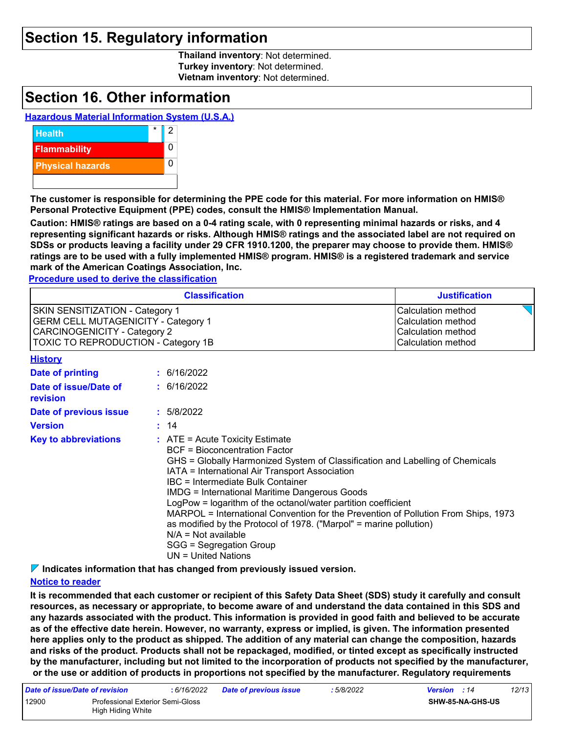## Section 15. Regulatory information

**Thailand inventory**: Not determined.
**Turkey inventory**: Not determined.
**Vietnam inventory**: Not determined.

## Section 16. Other information

**Hazardous Material Information System (U.S.A.)**

| | | |
|---|---|---|
| Health | * | 2 |
| Flammability | | 0 |
| Physical hazards | | 0 |
| | | |

**The customer is responsible for determining the PPE code for this material. For more information on HMIS® Personal Protective Equipment (PPE) codes, consult the HMIS® Implementation Manual.**

**Caution: HMIS® ratings are based on a 0-4 rating scale, with 0 representing minimal hazards or risks, and 4 representing significant hazards or risks. Although HMIS® ratings and the associated label are not required on SDSs or products leaving a facility under 29 CFR 1910.1200, the preparer may choose to provide them. HMIS® ratings are to be used with a fully implemented HMIS® program. HMIS® is a registered trademark and service mark of the American Coatings Association, Inc.**

**Procedure used to derive the classification**

| Classification | Justification |
|---|---|
| SKIN SENSITIZATION - Category 1 | Calculation method |
| GERM CELL MUTAGENICITY - Category 1 | Calculation method |
| CARCINOGENICITY - Category 2 | Calculation method |
| TOXIC TO REPRODUCTION - Category 1B | Calculation method |

**History**

**Date of printing** : 6/16/2022

**Date of issue/Date of revision** : 6/16/2022

**Date of previous issue** : 5/8/2022

**Version** : 14

**Key to abbreviations** :
ATE = Acute Toxicity Estimate
BCF = Bioconcentration Factor
GHS = Globally Harmonized System of Classification and Labelling of Chemicals
IATA = International Air Transport Association
IBC = Intermediate Bulk Container
IMDG = International Maritime Dangerous Goods
LogPow = logarithm of the octanol/water partition coefficient
MARPOL = International Convention for the Prevention of Pollution From Ships, 1973 as modified by the Protocol of 1978. ("Marpol" = marine pollution)
N/A = Not available
SGG = Segregation Group
UN = United Nations

**Indicates information that has changed from previously issued version.**

**Notice to reader**

**It is recommended that each customer or recipient of this Safety Data Sheet (SDS) study it carefully and consult resources, as necessary or appropriate, to become aware of and understand the data contained in this SDS and any hazards associated with the product. This information is provided in good faith and believed to be accurate as of the effective date herein. However, no warranty, express or implied, is given. The information presented here applies only to the product as shipped. The addition of any material can change the composition, hazards and risks of the product. Products shall not be repackaged, modified, or tinted except as specifically instructed by the manufacturer, including but not limited to the incorporation of products not specified by the manufacturer, or the use or addition of products in proportions not specified by the manufacturer. Regulatory requirements**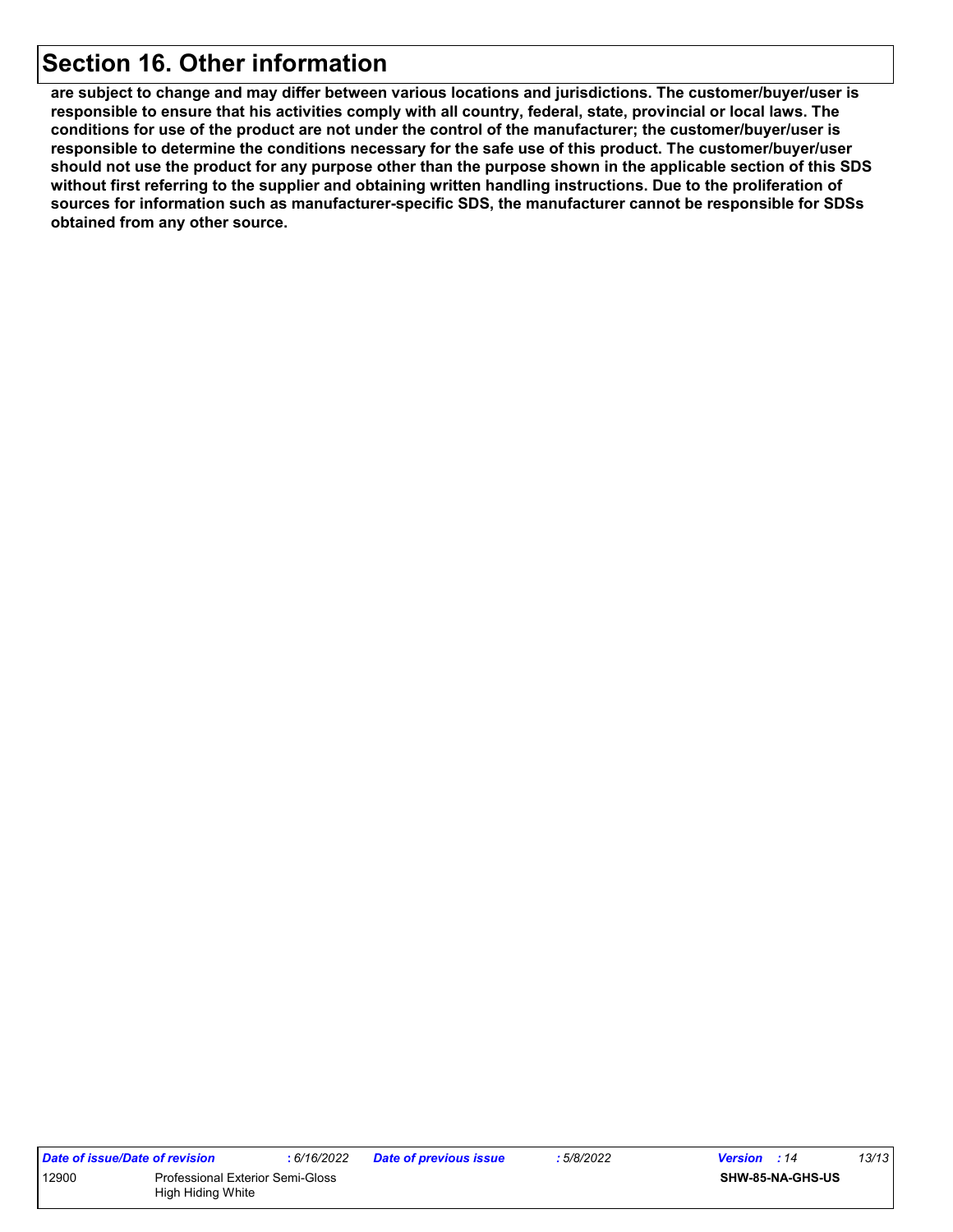# Section 16. Other information

**are subject to change and may differ between various locations and jurisdictions. The customer/buyer/user is responsible to ensure that his activities comply with all country, federal, state, provincial or local laws. The conditions for use of the product are not under the control of the manufacturer; the customer/buyer/user is responsible to determine the conditions necessary for the safe use of this product. The customer/buyer/user should not use the product for any purpose other than the purpose shown in the applicable section of this SDS without first referring to the supplier and obtaining written handling instructions. Due to the proliferation of sources for information such as manufacturer-specific SDS, the manufacturer cannot be responsible for SDSs obtained from any other source.**